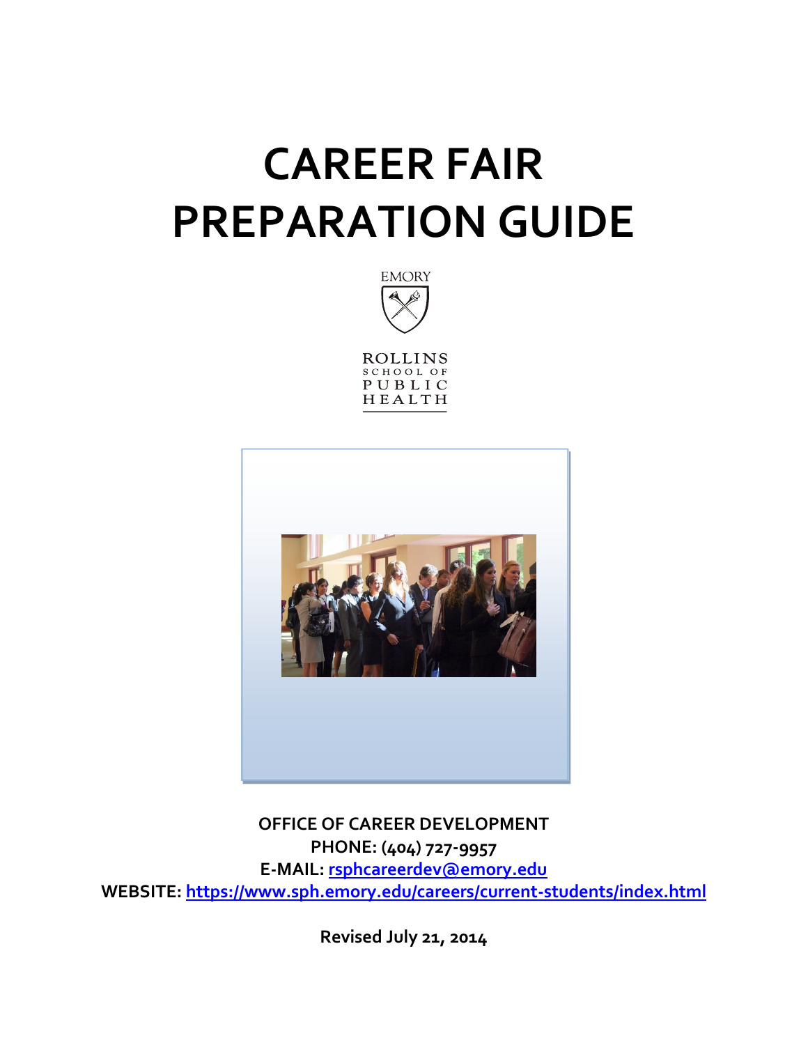# CAREER FAIR PREPARATION GUIDE

EMORY

ROLLINS SCHOOL OF PUBLIC HEALTH

**OFFICE OF CAREER DEVELOPMENT**
**PHONE: (404) 727-9957**
**E-MAIL: [rsphcareerdev@emory.edu](mailto:rsphcareerdev@emory.edu)**
**WEBSITE: [https://www.sph.emory.edu/careers/current-students/index.html](https://www.sph.emory.edu/careers/current-students/index.html)**

**Revised July 21, 2014**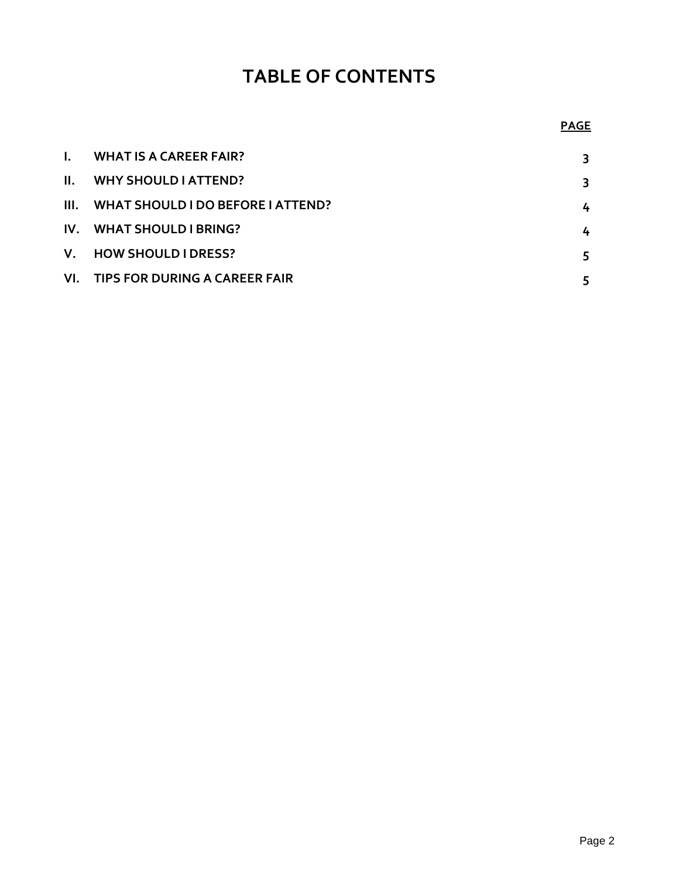# TABLE OF CONTENTS

| | | PAGE |
|---|---|---|
| I. | WHAT IS A CAREER FAIR? | 3 |
| II. | WHY SHOULD I ATTEND? | 3 |
| III. | WHAT SHOULD I DO BEFORE I ATTEND? | 4 |
| IV. | WHAT SHOULD I BRING? | 4 |
| V. | HOW SHOULD I DRESS? | 5 |
| VI. | TIPS FOR DURING A CAREER FAIR | 5 |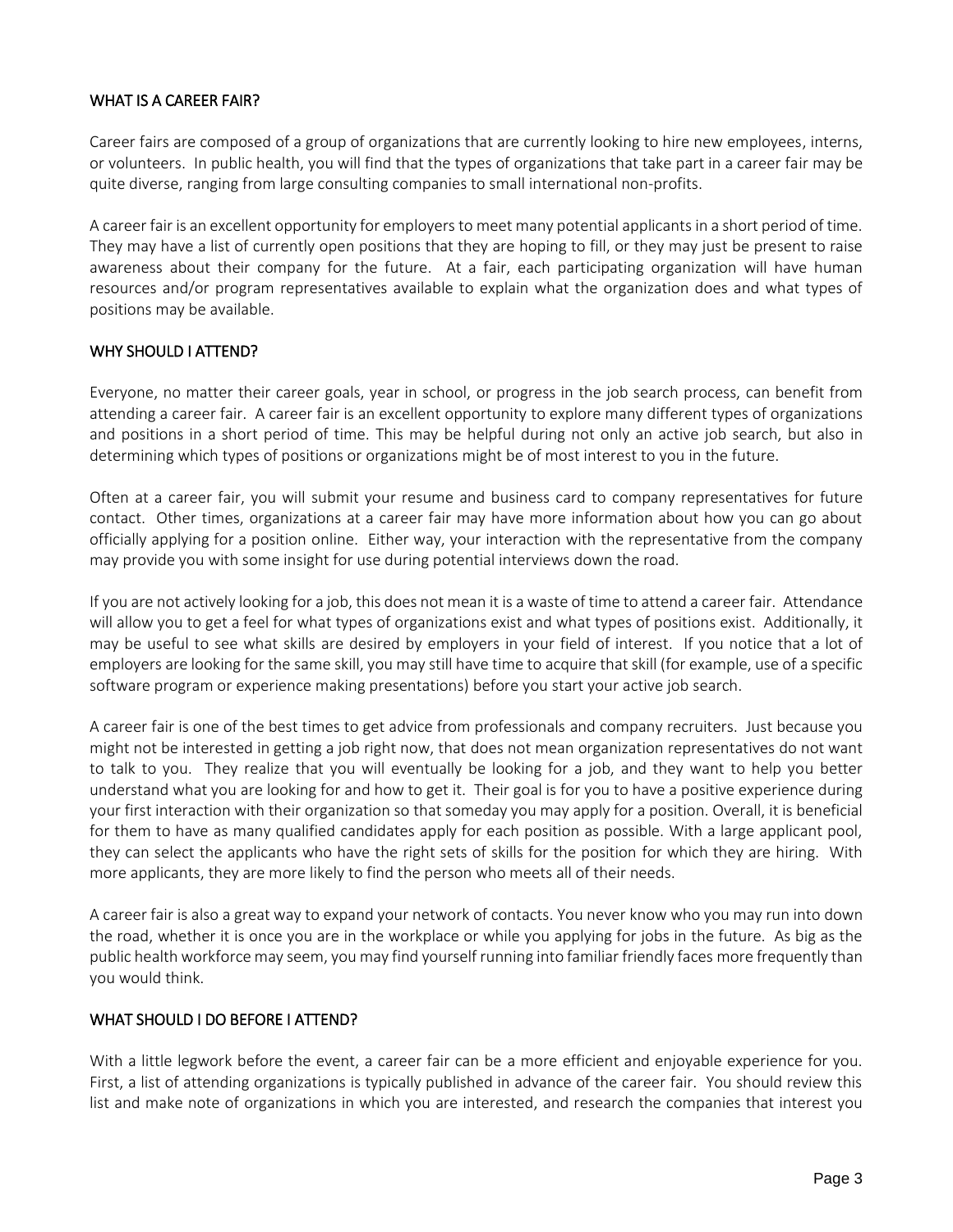## WHAT IS A CAREER FAIR?

Career fairs are composed of a group of organizations that are currently looking to hire new employees, interns, or volunteers. In public health, you will find that the types of organizations that take part in a career fair may be quite diverse, ranging from large consulting companies to small international non-profits.

A career fair is an excellent opportunity for employers to meet many potential applicants in a short period of time. They may have a list of currently open positions that they are hoping to fill, or they may just be present to raise awareness about their company for the future. At a fair, each participating organization will have human resources and/or program representatives available to explain what the organization does and what types of positions may be available.

## WHY SHOULD I ATTEND?

Everyone, no matter their career goals, year in school, or progress in the job search process, can benefit from attending a career fair. A career fair is an excellent opportunity to explore many different types of organizations and positions in a short period of time. This may be helpful during not only an active job search, but also in determining which types of positions or organizations might be of most interest to you in the future.

Often at a career fair, you will submit your resume and business card to company representatives for future contact. Other times, organizations at a career fair may have more information about how you can go about officially applying for a position online. Either way, your interaction with the representative from the company may provide you with some insight for use during potential interviews down the road.

If you are not actively looking for a job, this does not mean it is a waste of time to attend a career fair. Attendance will allow you to get a feel for what types of organizations exist and what types of positions exist. Additionally, it may be useful to see what skills are desired by employers in your field of interest. If you notice that a lot of employers are looking for the same skill, you may still have time to acquire that skill (for example, use of a specific software program or experience making presentations) before you start your active job search.

A career fair is one of the best times to get advice from professionals and company recruiters. Just because you might not be interested in getting a job right now, that does not mean organization representatives do not want to talk to you. They realize that you will eventually be looking for a job, and they want to help you better understand what you are looking for and how to get it. Their goal is for you to have a positive experience during your first interaction with their organization so that someday you may apply for a position. Overall, it is beneficial for them to have as many qualified candidates apply for each position as possible. With a large applicant pool, they can select the applicants who have the right sets of skills for the position for which they are hiring. With more applicants, they are more likely to find the person who meets all of their needs.

A career fair is also a great way to expand your network of contacts. You never know who you may run into down the road, whether it is once you are in the workplace or while you applying for jobs in the future. As big as the public health workforce may seem, you may find yourself running into familiar friendly faces more frequently than you would think.

## WHAT SHOULD I DO BEFORE I ATTEND?

With a little legwork before the event, a career fair can be a more efficient and enjoyable experience for you. First, a list of attending organizations is typically published in advance of the career fair. You should review this list and make note of organizations in which you are interested, and research the companies that interest you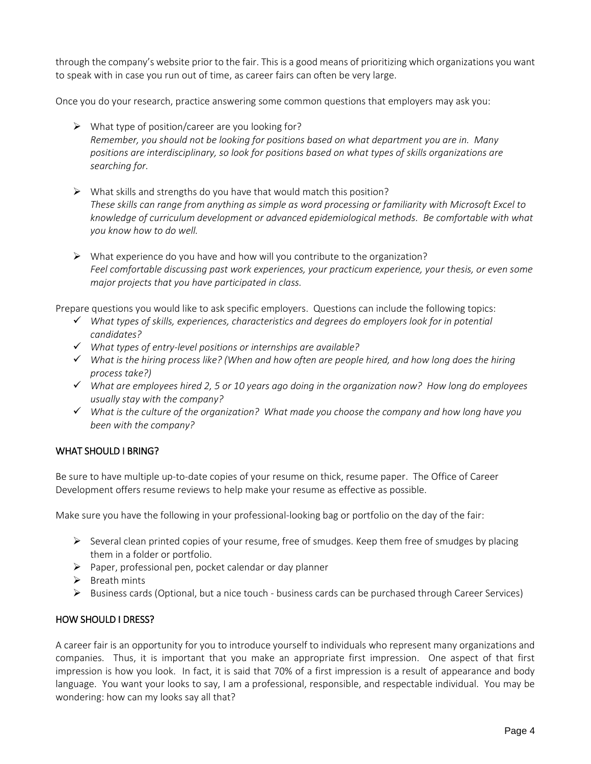through the company's website prior to the fair. This is a good means of prioritizing which organizations you want to speak with in case you run out of time, as career fairs can often be very large.

Once you do your research, practice answering some common questions that employers may ask you:

- What type of position/career are you looking for?
  *Remember, you should not be looking for positions based on what department you are in. Many positions are interdisciplinary, so look for positions based on what types of skills organizations are searching for.*

- What skills and strengths do you have that would match this position?
  *These skills can range from anything as simple as word processing or familiarity with Microsoft Excel to knowledge of curriculum development or advanced epidemiological methods. Be comfortable with what you know how to do well.*

- What experience do you have and how will you contribute to the organization?
  *Feel comfortable discussing past work experiences, your practicum experience, your thesis, or even some major projects that you have participated in class.*

Prepare questions you would like to ask specific employers. Questions can include the following topics:

- ✓ *What types of skills, experiences, characteristics and degrees do employers look for in potential candidates?*
- ✓ *What types of entry-level positions or internships are available?*
- ✓ *What is the hiring process like? (When and how often are people hired, and how long does the hiring process take?)*
- ✓ *What are employees hired 2, 5 or 10 years ago doing in the organization now? How long do employees usually stay with the company?*
- ✓ *What is the culture of the organization? What made you choose the company and how long have you been with the company?*

## WHAT SHOULD I BRING?

Be sure to have multiple up-to-date copies of your resume on thick, resume paper. The Office of Career Development offers resume reviews to help make your resume as effective as possible.

Make sure you have the following in your professional-looking bag or portfolio on the day of the fair:

- Several clean printed copies of your resume, free of smudges. Keep them free of smudges by placing them in a folder or portfolio.
- Paper, professional pen, pocket calendar or day planner
- Breath mints
- Business cards (Optional, but a nice touch - business cards can be purchased through Career Services)

## HOW SHOULD I DRESS?

A career fair is an opportunity for you to introduce yourself to individuals who represent many organizations and companies. Thus, it is important that you make an appropriate first impression. One aspect of that first impression is how you look. In fact, it is said that 70% of a first impression is a result of appearance and body language. You want your looks to say, I am a professional, responsible, and respectable individual. You may be wondering: how can my looks say all that?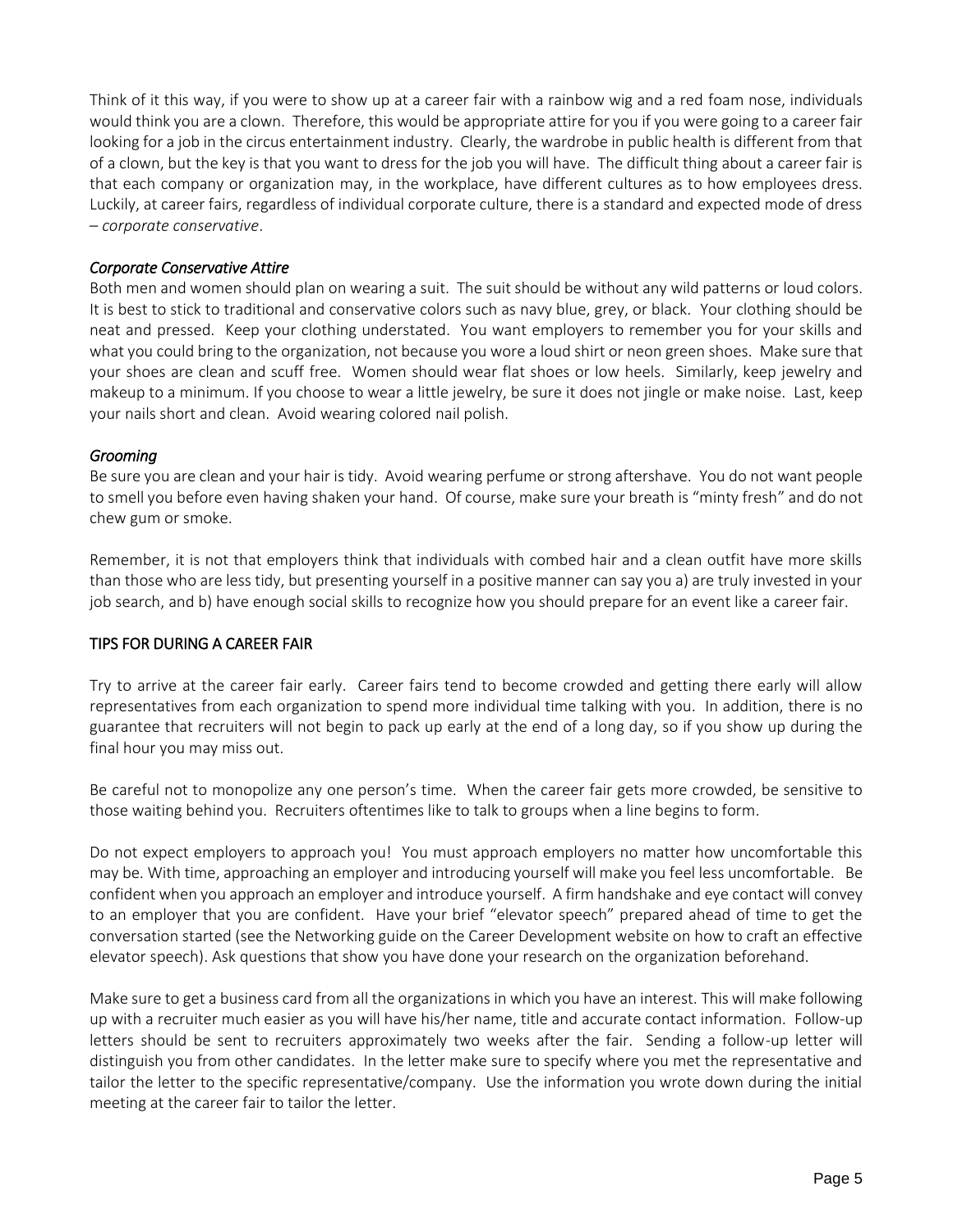Think of it this way, if you were to show up at a career fair with a rainbow wig and a red foam nose, individuals would think you are a clown. Therefore, this would be appropriate attire for you if you were going to a career fair looking for a job in the circus entertainment industry. Clearly, the wardrobe in public health is different from that of a clown, but the key is that you want to dress for the job you will have. The difficult thing about a career fair is that each company or organization may, in the workplace, have different cultures as to how employees dress. Luckily, at career fairs, regardless of individual corporate culture, there is a standard and expected mode of dress – *corporate conservative*.

### *Corporate Conservative Attire*

Both men and women should plan on wearing a suit. The suit should be without any wild patterns or loud colors. It is best to stick to traditional and conservative colors such as navy blue, grey, or black. Your clothing should be neat and pressed. Keep your clothing understated. You want employers to remember you for your skills and what you could bring to the organization, not because you wore a loud shirt or neon green shoes. Make sure that your shoes are clean and scuff free. Women should wear flat shoes or low heels. Similarly, keep jewelry and makeup to a minimum. If you choose to wear a little jewelry, be sure it does not jingle or make noise. Last, keep your nails short and clean. Avoid wearing colored nail polish.

### *Grooming*

Be sure you are clean and your hair is tidy. Avoid wearing perfume or strong aftershave. You do not want people to smell you before even having shaken your hand. Of course, make sure your breath is "minty fresh" and do not chew gum or smoke.

Remember, it is not that employers think that individuals with combed hair and a clean outfit have more skills than those who are less tidy, but presenting yourself in a positive manner can say you a) are truly invested in your job search, and b) have enough social skills to recognize how you should prepare for an event like a career fair.

## TIPS FOR DURING A CAREER FAIR

Try to arrive at the career fair early. Career fairs tend to become crowded and getting there early will allow representatives from each organization to spend more individual time talking with you. In addition, there is no guarantee that recruiters will not begin to pack up early at the end of a long day, so if you show up during the final hour you may miss out.

Be careful not to monopolize any one person's time. When the career fair gets more crowded, be sensitive to those waiting behind you. Recruiters oftentimes like to talk to groups when a line begins to form.

Do not expect employers to approach you! You must approach employers no matter how uncomfortable this may be. With time, approaching an employer and introducing yourself will make you feel less uncomfortable. Be confident when you approach an employer and introduce yourself. A firm handshake and eye contact will convey to an employer that you are confident. Have your brief "elevator speech" prepared ahead of time to get the conversation started (see the Networking guide on the Career Development website on how to craft an effective elevator speech). Ask questions that show you have done your research on the organization beforehand.

Make sure to get a business card from all the organizations in which you have an interest. This will make following up with a recruiter much easier as you will have his/her name, title and accurate contact information. Follow-up letters should be sent to recruiters approximately two weeks after the fair. Sending a follow-up letter will distinguish you from other candidates. In the letter make sure to specify where you met the representative and tailor the letter to the specific representative/company. Use the information you wrote down during the initial meeting at the career fair to tailor the letter.